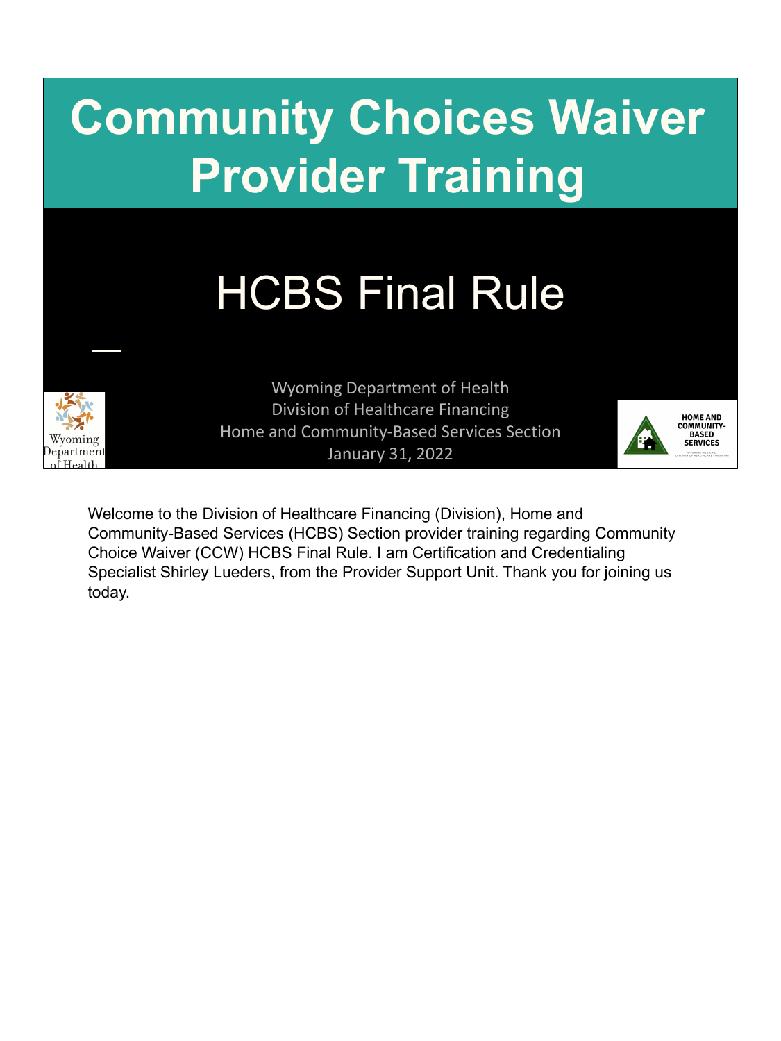# Community Choices Waiver Provider Training

## HCBS Final Rule

Wyoming Department of Health
Division of Healthcare Financing
Home and Community-Based Services Section
January 31, 2022

Welcome to the Division of Healthcare Financing (Division), Home and Community-Based Services (HCBS) Section provider training regarding Community Choice Waiver (CCW) HCBS Final Rule. I am Certification and Credentialing Specialist Shirley Lueders, from the Provider Support Unit. Thank you for joining us today.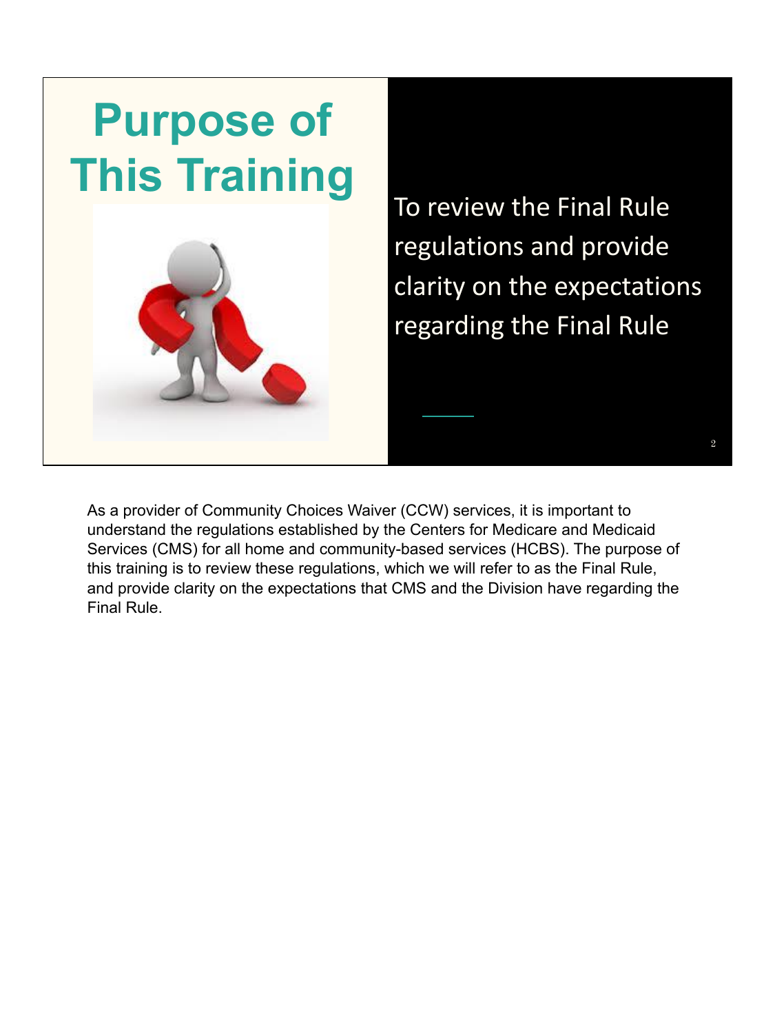# Purpose of This Training

To review the Final Rule regulations and provide clarity on the expectations regarding the Final Rule

As a provider of Community Choices Waiver (CCW) services, it is important to understand the regulations established by the Centers for Medicare and Medicaid Services (CMS) for all home and community-based services (HCBS). The purpose of this training is to review these regulations, which we will refer to as the Final Rule, and provide clarity on the expectations that CMS and the Division have regarding the Final Rule.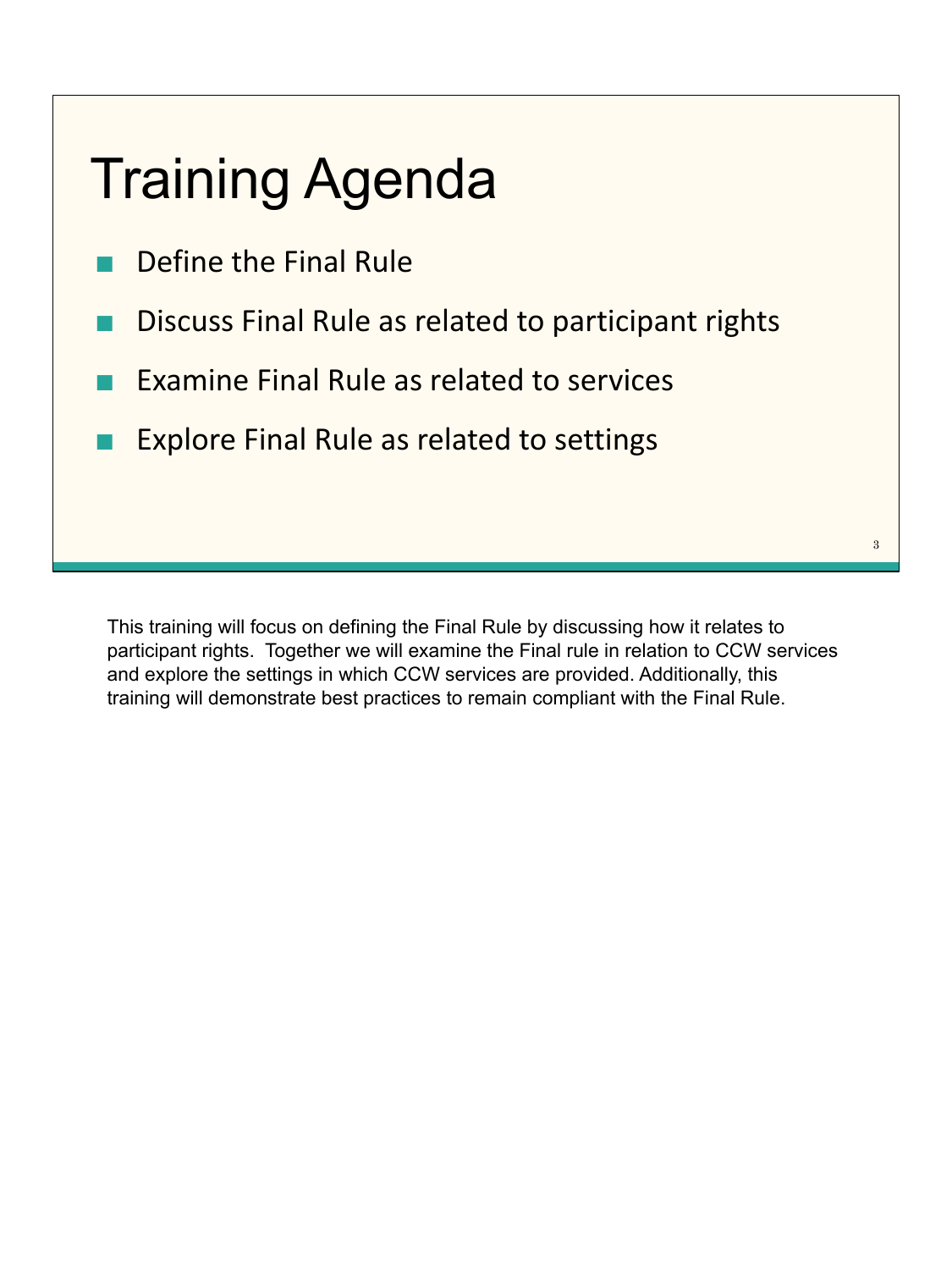# Training Agenda

- Define the Final Rule
- Discuss Final Rule as related to participant rights
- Examine Final Rule as related to services
- Explore Final Rule as related to settings

This training will focus on defining the Final Rule by discussing how it relates to participant rights. Together we will examine the Final rule in relation to CCW services and explore the settings in which CCW services are provided. Additionally, this training will demonstrate best practices to remain compliant with the Final Rule.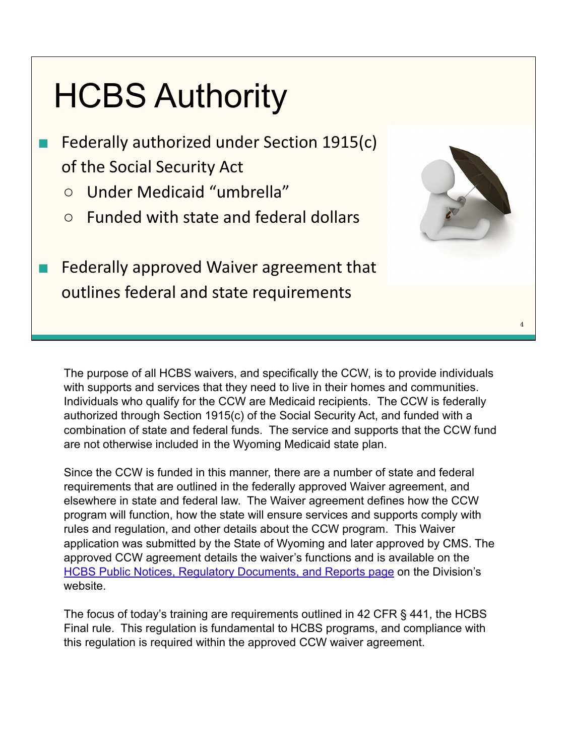# HCBS Authority

- Federally authorized under Section 1915(c) of the Social Security Act
  - Under Medicaid "umbrella"
  - Funded with state and federal dollars
- Federally approved Waiver agreement that outlines federal and state requirements

The purpose of all HCBS waivers, and specifically the CCW, is to provide individuals with supports and services that they need to live in their homes and communities. Individuals who qualify for the CCW are Medicaid recipients. The CCW is federally authorized through Section 1915(c) of the Social Security Act, and funded with a combination of state and federal funds. The service and supports that the CCW fund are not otherwise included in the Wyoming Medicaid state plan.

Since the CCW is funded in this manner, there are a number of state and federal requirements that are outlined in the federally approved Waiver agreement, and elsewhere in state and federal law. The Waiver agreement defines how the CCW program will function, how the state will ensure services and supports comply with rules and regulation, and other details about the CCW program. This Waiver application was submitted by the State of Wyoming and later approved by CMS. The approved CCW agreement details the waiver's functions and is available on the HCBS Public Notices, Regulatory Documents, and Reports page on the Division's website.

The focus of today's training are requirements outlined in 42 CFR § 441, the HCBS Final rule. This regulation is fundamental to HCBS programs, and compliance with this regulation is required within the approved CCW waiver agreement.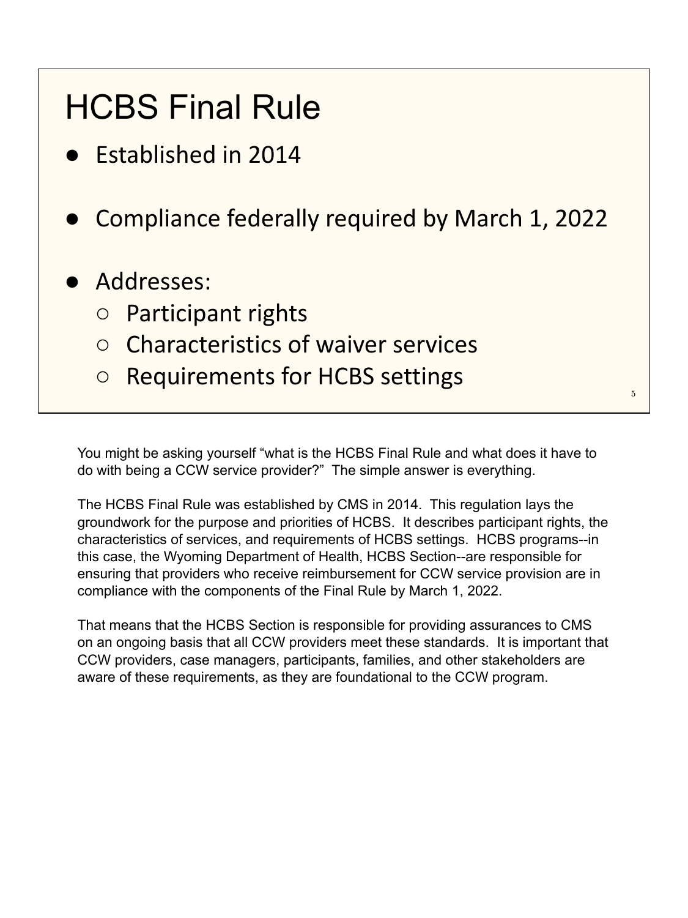# HCBS Final Rule

- Established in 2014
- Compliance federally required by March 1, 2022
- Addresses:
  - Participant rights
  - Characteristics of waiver services
  - Requirements for HCBS settings

You might be asking yourself "what is the HCBS Final Rule and what does it have to do with being a CCW service provider?" The simple answer is everything.

The HCBS Final Rule was established by CMS in 2014. This regulation lays the groundwork for the purpose and priorities of HCBS. It describes participant rights, the characteristics of services, and requirements of HCBS settings. HCBS programs--in this case, the Wyoming Department of Health, HCBS Section--are responsible for ensuring that providers who receive reimbursement for CCW service provision are in compliance with the components of the Final Rule by March 1, 2022.

That means that the HCBS Section is responsible for providing assurances to CMS on an ongoing basis that all CCW providers meet these standards. It is important that CCW providers, case managers, participants, families, and other stakeholders are aware of these requirements, as they are foundational to the CCW program.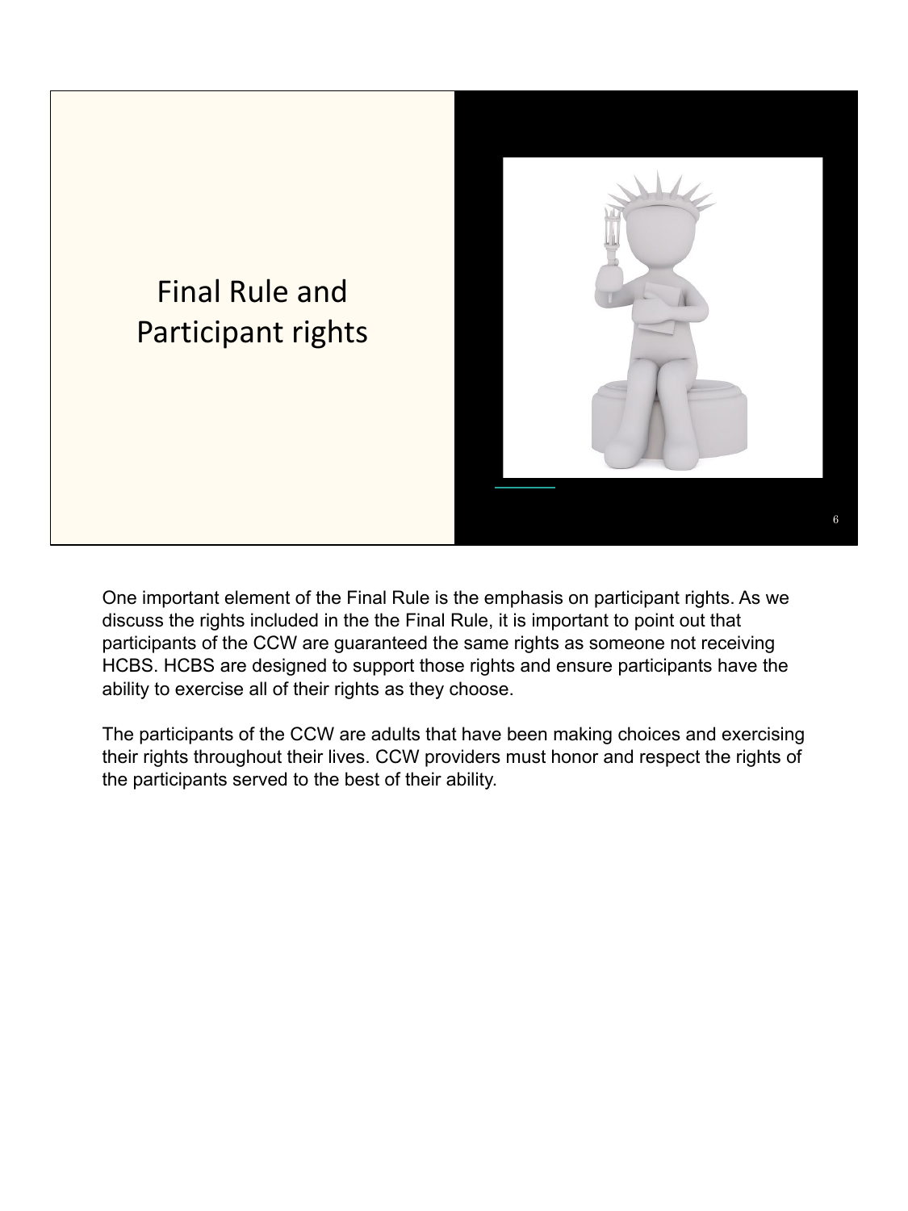# Final Rule and Participant rights

One important element of the Final Rule is the emphasis on participant rights. As we discuss the rights included in the the Final Rule, it is important to point out that participants of the CCW are guaranteed the same rights as someone not receiving HCBS. HCBS are designed to support those rights and ensure participants have the ability to exercise all of their rights as they choose.

The participants of the CCW are adults that have been making choices and exercising their rights throughout their lives. CCW providers must honor and respect the rights of the participants served to the best of their ability.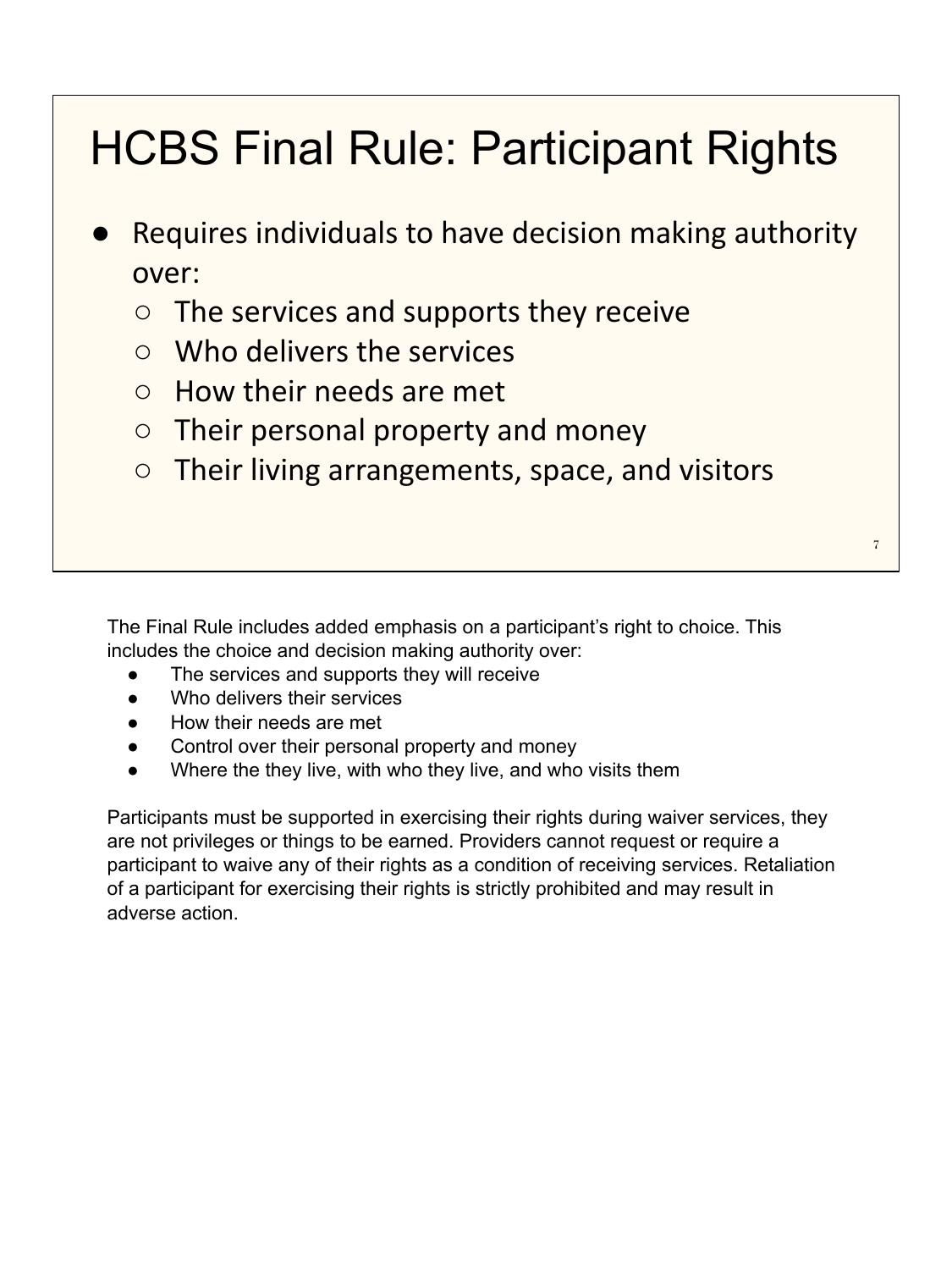# HCBS Final Rule: Participant Rights

- Requires individuals to have decision making authority over:
  - The services and supports they receive
  - Who delivers the services
  - How their needs are met
  - Their personal property and money
  - Their living arrangements, space, and visitors

The Final Rule includes added emphasis on a participant's right to choice. This includes the choice and decision making authority over:

- The services and supports they will receive
- Who delivers their services
- How their needs are met
- Control over their personal property and money
- Where the they live, with who they live, and who visits them

Participants must be supported in exercising their rights during waiver services, they are not privileges or things to be earned. Providers cannot request or require a participant to waive any of their rights as a condition of receiving services. Retaliation of a participant for exercising their rights is strictly prohibited and may result in adverse action.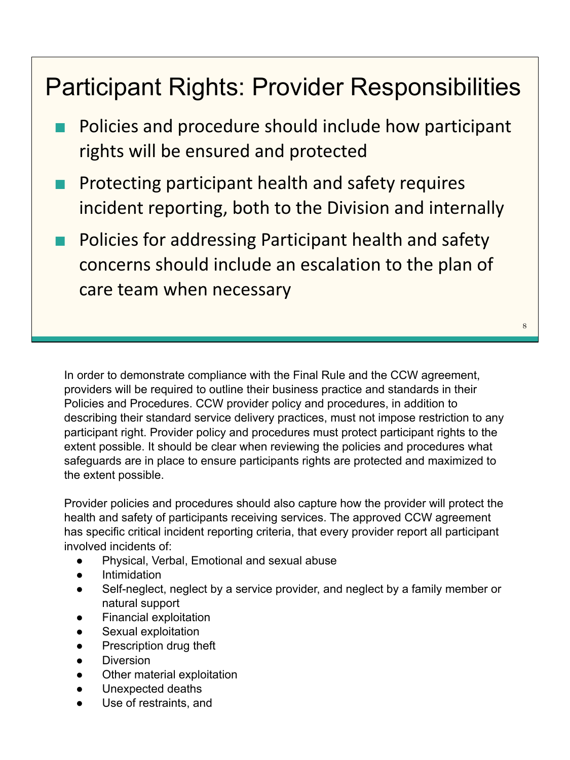## Participant Rights: Provider Responsibilities

- Policies and procedure should include how participant rights will be ensured and protected
- Protecting participant health and safety requires incident reporting, both to the Division and internally
- Policies for addressing Participant health and safety concerns should include an escalation to the plan of care team when necessary

In order to demonstrate compliance with the Final Rule and the CCW agreement, providers will be required to outline their business practice and standards in their Policies and Procedures. CCW provider policy and procedures, in addition to describing their standard service delivery practices, must not impose restriction to any participant right. Provider policy and procedures must protect participant rights to the extent possible. It should be clear when reviewing the policies and procedures what safeguards are in place to ensure participants rights are protected and maximized to the extent possible.

Provider policies and procedures should also capture how the provider will protect the health and safety of participants receiving services. The approved CCW agreement has specific critical incident reporting criteria, that every provider report all participant involved incidents of:

- Physical, Verbal, Emotional and sexual abuse
- Intimidation
- Self-neglect, neglect by a service provider, and neglect by a family member or natural support
- Financial exploitation
- Sexual exploitation
- Prescription drug theft
- Diversion
- Other material exploitation
- Unexpected deaths
- Use of restraints, and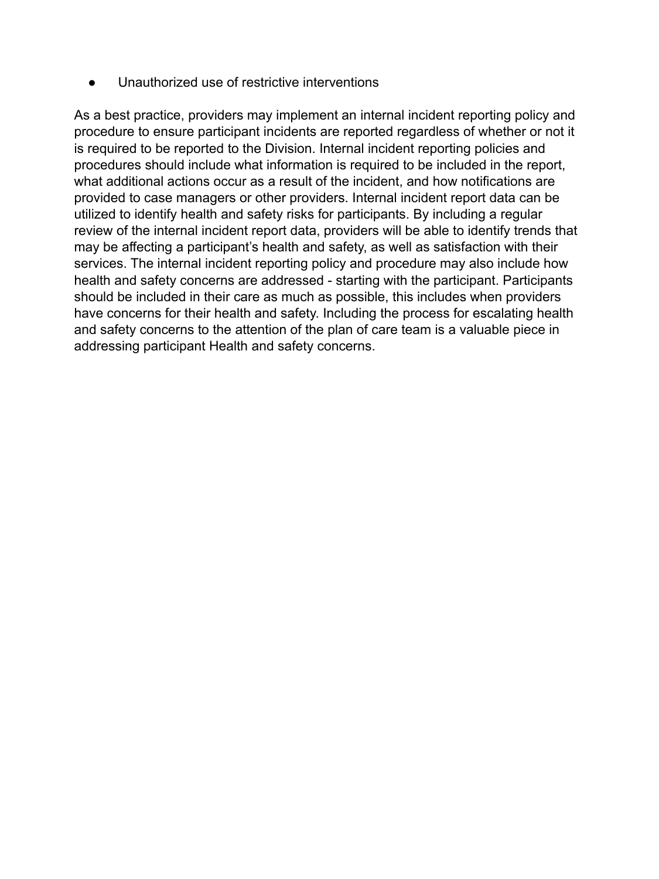- Unauthorized use of restrictive interventions

As a best practice, providers may implement an internal incident reporting policy and procedure to ensure participant incidents are reported regardless of whether or not it is required to be reported to the Division. Internal incident reporting policies and procedures should include what information is required to be included in the report, what additional actions occur as a result of the incident, and how notifications are provided to case managers or other providers. Internal incident report data can be utilized to identify health and safety risks for participants. By including a regular review of the internal incident report data, providers will be able to identify trends that may be affecting a participant's health and safety, as well as satisfaction with their services. The internal incident reporting policy and procedure may also include how health and safety concerns are addressed - starting with the participant. Participants should be included in their care as much as possible, this includes when providers have concerns for their health and safety. Including the process for escalating health and safety concerns to the attention of the plan of care team is a valuable piece in addressing participant Health and safety concerns.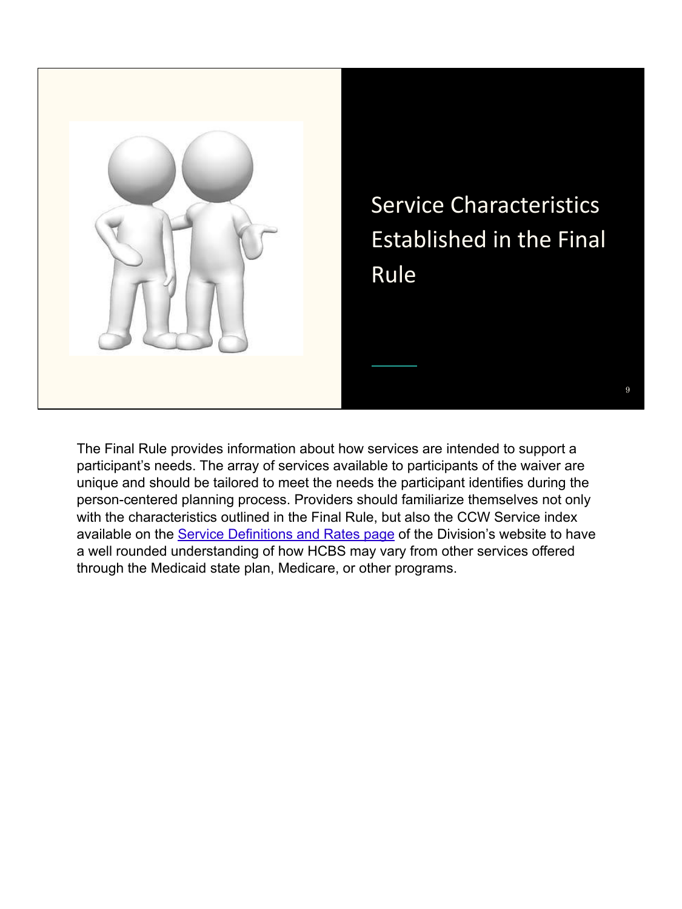## Service Characteristics Established in the Final Rule

The Final Rule provides information about how services are intended to support a participant's needs. The array of services available to participants of the waiver are unique and should be tailored to meet the needs the participant identifies during the person-centered planning process. Providers should familiarize themselves not only with the characteristics outlined in the Final Rule, but also the CCW Service index available on the Service Definitions and Rates page of the Division's website to have a well rounded understanding of how HCBS may vary from other services offered through the Medicaid state plan, Medicare, or other programs.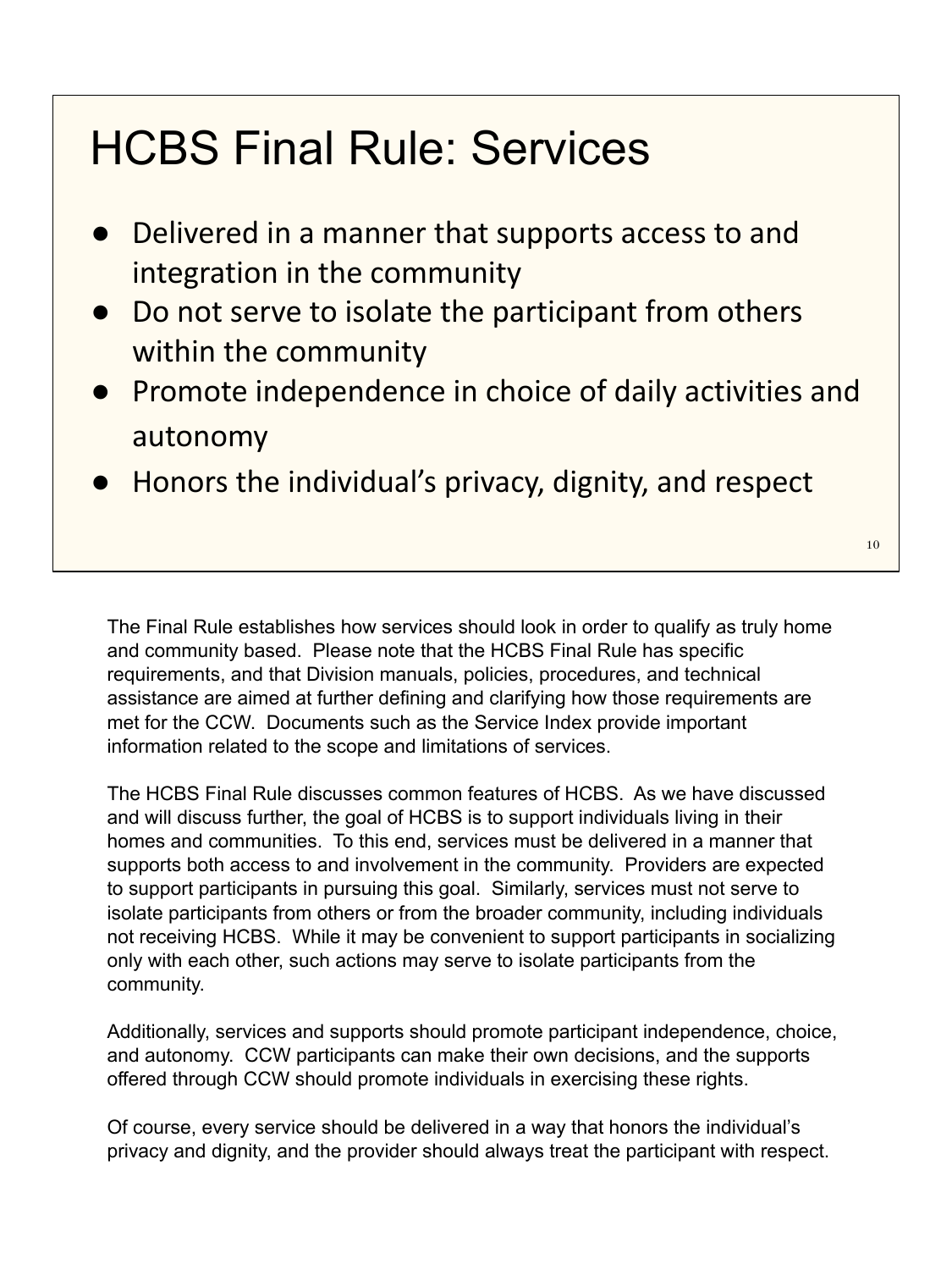# HCBS Final Rule: Services

- Delivered in a manner that supports access to and integration in the community
- Do not serve to isolate the participant from others within the community
- Promote independence in choice of daily activities and autonomy
- Honors the individual's privacy, dignity, and respect

The Final Rule establishes how services should look in order to qualify as truly home and community based. Please note that the HCBS Final Rule has specific requirements, and that Division manuals, policies, procedures, and technical assistance are aimed at further defining and clarifying how those requirements are met for the CCW. Documents such as the Service Index provide important information related to the scope and limitations of services.

The HCBS Final Rule discusses common features of HCBS. As we have discussed and will discuss further, the goal of HCBS is to support individuals living in their homes and communities. To this end, services must be delivered in a manner that supports both access to and involvement in the community. Providers are expected to support participants in pursuing this goal. Similarly, services must not serve to isolate participants from others or from the broader community, including individuals not receiving HCBS. While it may be convenient to support participants in socializing only with each other, such actions may serve to isolate participants from the community.

Additionally, services and supports should promote participant independence, choice, and autonomy. CCW participants can make their own decisions, and the supports offered through CCW should promote individuals in exercising these rights.

Of course, every service should be delivered in a way that honors the individual's privacy and dignity, and the provider should always treat the participant with respect.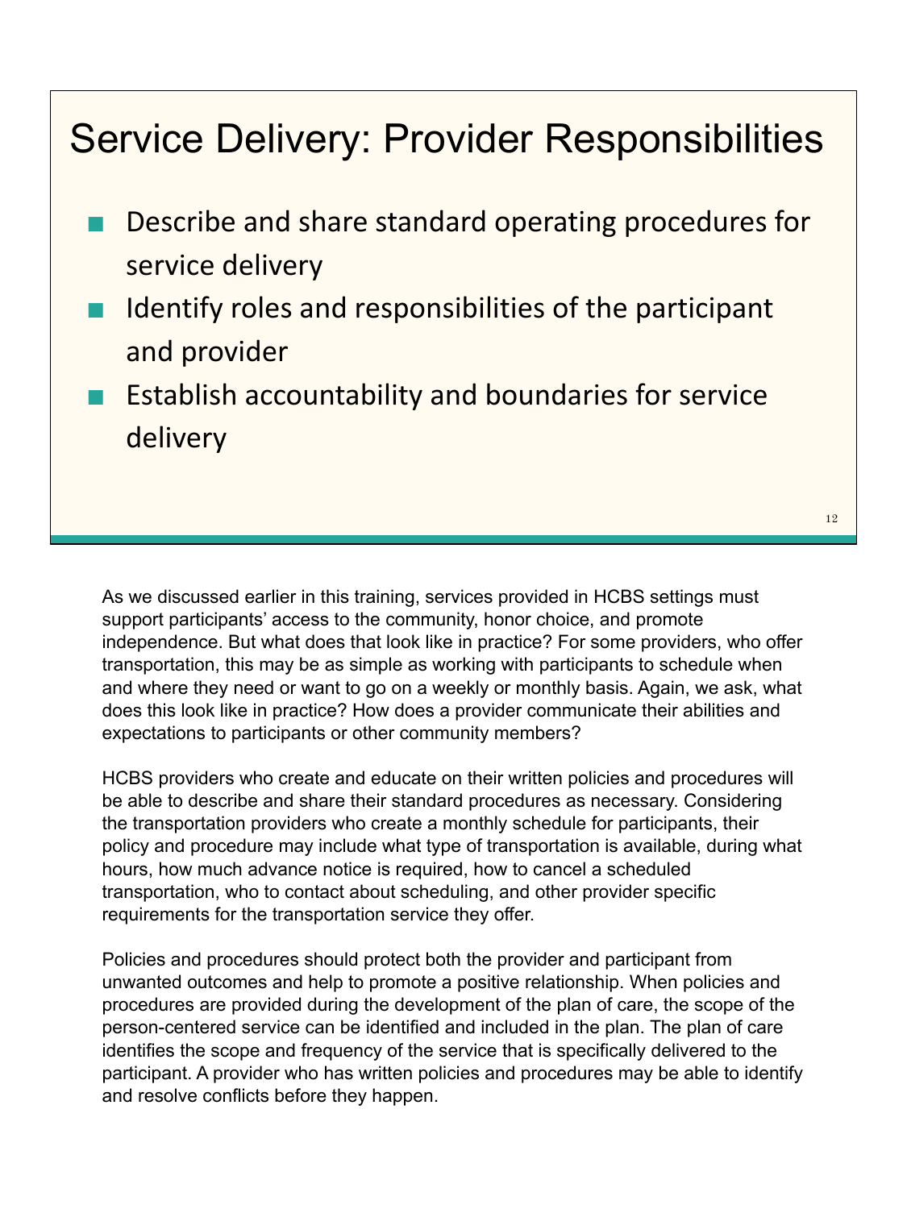# Service Delivery: Provider Responsibilities

- Describe and share standard operating procedures for service delivery
- Identify roles and responsibilities of the participant and provider
- Establish accountability and boundaries for service delivery

As we discussed earlier in this training, services provided in HCBS settings must support participants' access to the community, honor choice, and promote independence. But what does that look like in practice? For some providers, who offer transportation, this may be as simple as working with participants to schedule when and where they need or want to go on a weekly or monthly basis. Again, we ask, what does this look like in practice? How does a provider communicate their abilities and expectations to participants or other community members?

HCBS providers who create and educate on their written policies and procedures will be able to describe and share their standard procedures as necessary. Considering the transportation providers who create a monthly schedule for participants, their policy and procedure may include what type of transportation is available, during what hours, how much advance notice is required, how to cancel a scheduled transportation, who to contact about scheduling, and other provider specific requirements for the transportation service they offer.

Policies and procedures should protect both the provider and participant from unwanted outcomes and help to promote a positive relationship. When policies and procedures are provided during the development of the plan of care, the scope of the person-centered service can be identified and included in the plan. The plan of care identifies the scope and frequency of the service that is specifically delivered to the participant. A provider who has written policies and procedures may be able to identify and resolve conflicts before they happen.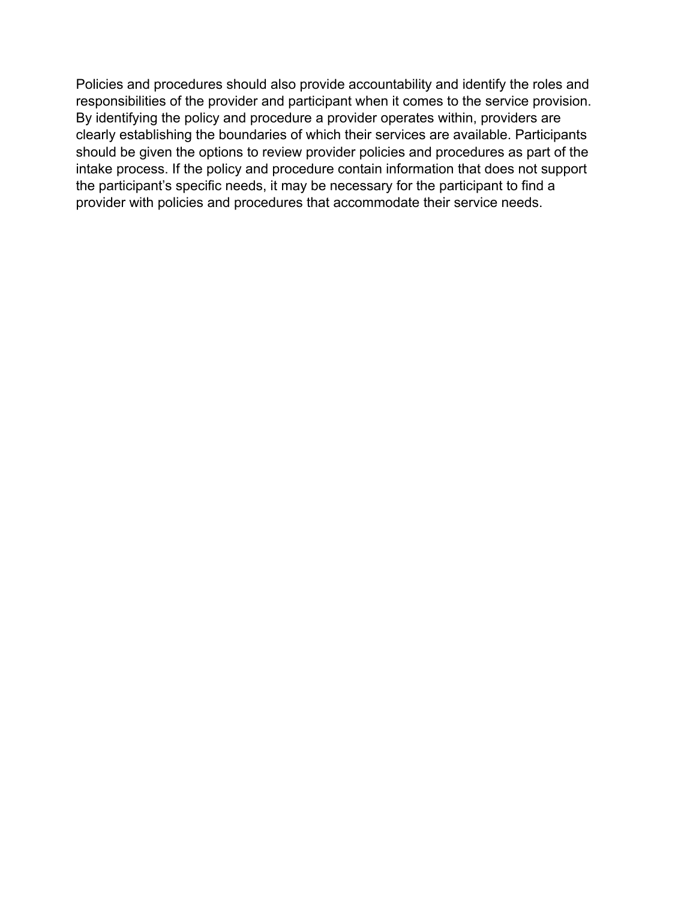Policies and procedures should also provide accountability and identify the roles and responsibilities of the provider and participant when it comes to the service provision. By identifying the policy and procedure a provider operates within, providers are clearly establishing the boundaries of which their services are available. Participants should be given the options to review provider policies and procedures as part of the intake process. If the policy and procedure contain information that does not support the participant's specific needs, it may be necessary for the participant to find a provider with policies and procedures that accommodate their service needs.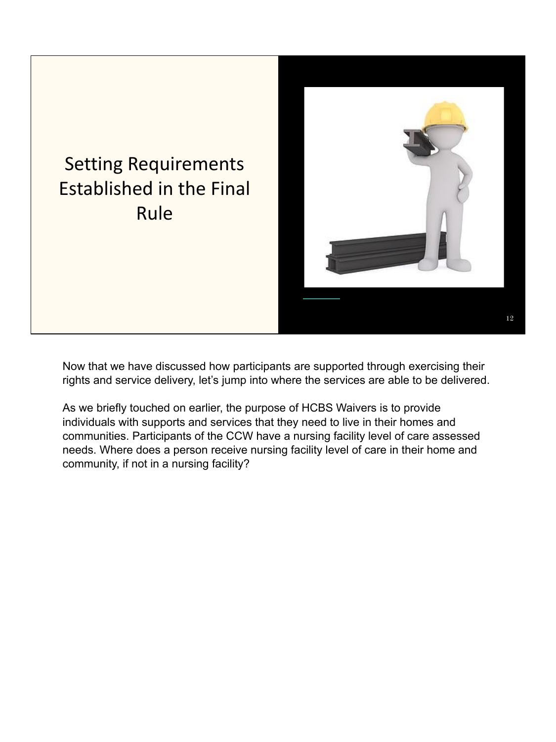# Setting Requirements Established in the Final Rule

Now that we have discussed how participants are supported through exercising their rights and service delivery, let's jump into where the services are able to be delivered.

As we briefly touched on earlier, the purpose of HCBS Waivers is to provide individuals with supports and services that they need to live in their homes and communities. Participants of the CCW have a nursing facility level of care assessed needs. Where does a person receive nursing facility level of care in their home and community, if not in a nursing facility?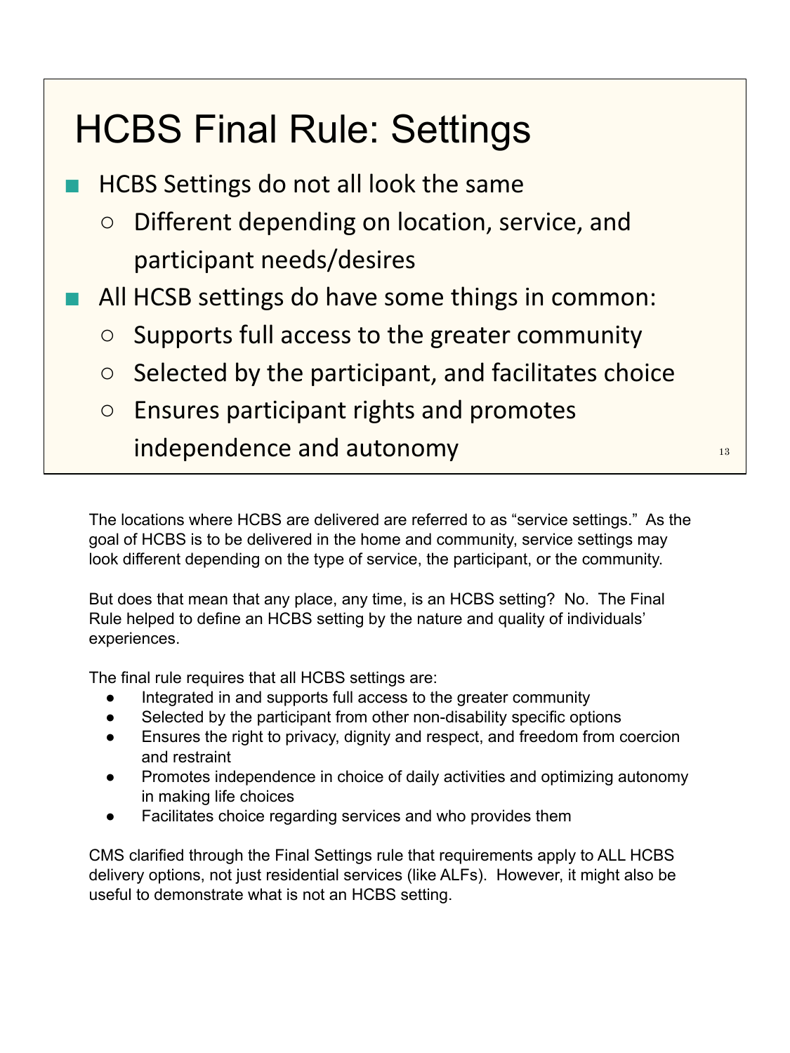# HCBS Final Rule: Settings

- HCBS Settings do not all look the same
  - Different depending on location, service, and participant needs/desires
- All HCSB settings do have some things in common:
  - Supports full access to the greater community
  - Selected by the participant, and facilitates choice
  - Ensures participant rights and promotes independence and autonomy

The locations where HCBS are delivered are referred to as "service settings." As the goal of HCBS is to be delivered in the home and community, service settings may look different depending on the type of service, the participant, or the community.

But does that mean that any place, any time, is an HCBS setting? No. The Final Rule helped to define an HCBS setting by the nature and quality of individuals' experiences.

The final rule requires that all HCBS settings are:

- Integrated in and supports full access to the greater community
- Selected by the participant from other non-disability specific options
- Ensures the right to privacy, dignity and respect, and freedom from coercion and restraint
- Promotes independence in choice of daily activities and optimizing autonomy in making life choices
- Facilitates choice regarding services and who provides them

CMS clarified through the Final Settings rule that requirements apply to ALL HCBS delivery options, not just residential services (like ALFs). However, it might also be useful to demonstrate what is not an HCBS setting.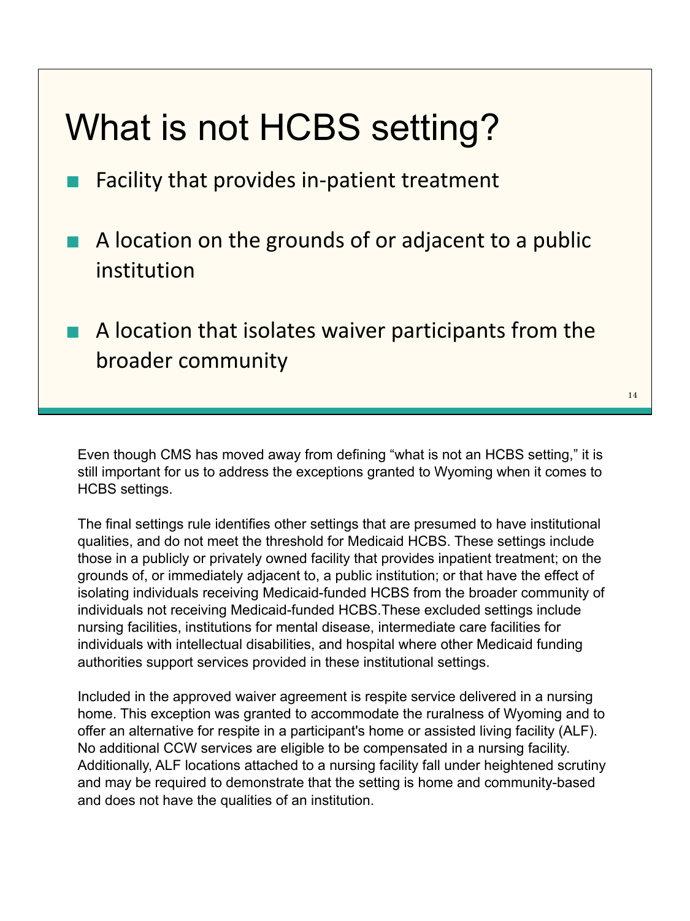# What is not HCBS setting?

- Facility that provides in-patient treatment
- A location on the grounds of or adjacent to a public institution
- A location that isolates waiver participants from the broader community

Even though CMS has moved away from defining "what is not an HCBS setting," it is still important for us to address the exceptions granted to Wyoming when it comes to HCBS settings.

The final settings rule identifies other settings that are presumed to have institutional qualities, and do not meet the threshold for Medicaid HCBS. These settings include those in a publicly or privately owned facility that provides inpatient treatment; on the grounds of, or immediately adjacent to, a public institution; or that have the effect of isolating individuals receiving Medicaid-funded HCBS from the broader community of individuals not receiving Medicaid-funded HCBS.These excluded settings include nursing facilities, institutions for mental disease, intermediate care facilities for individuals with intellectual disabilities, and hospital where other Medicaid funding authorities support services provided in these institutional settings.

Included in the approved waiver agreement is respite service delivered in a nursing home. This exception was granted to accommodate the ruralness of Wyoming and to offer an alternative for respite in a participant's home or assisted living facility (ALF). No additional CCW services are eligible to be compensated in a nursing facility. Additionally, ALF locations attached to a nursing facility fall under heightened scrutiny and may be required to demonstrate that the setting is home and community-based and does not have the qualities of an institution.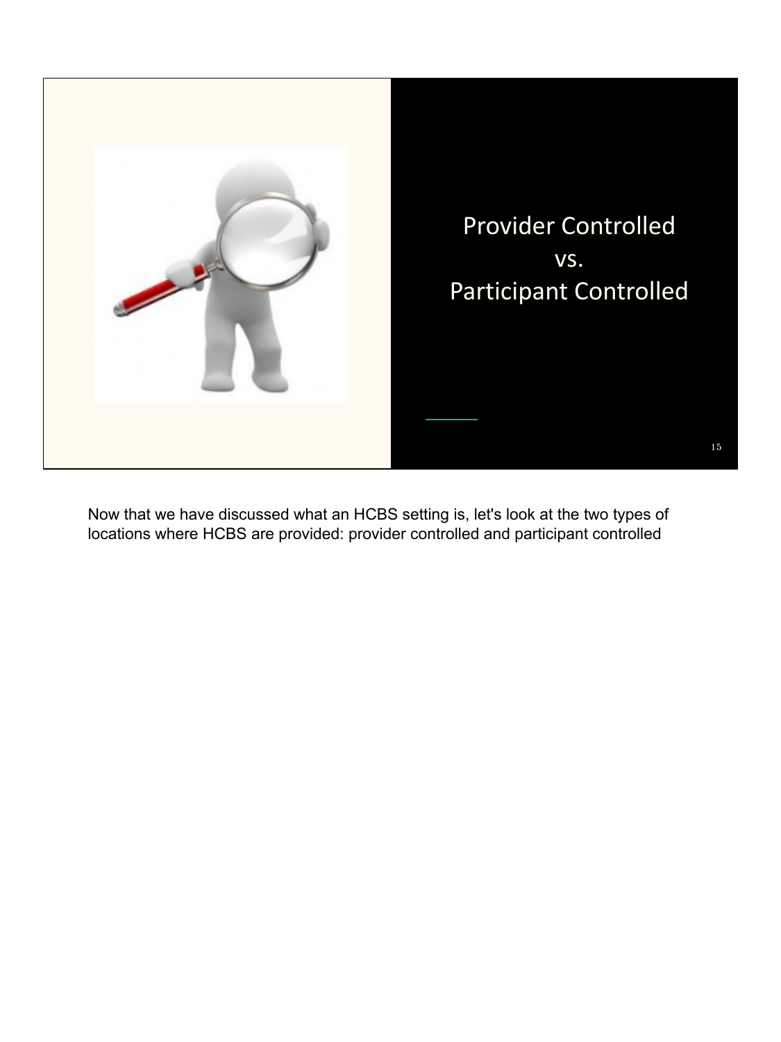## Provider Controlled vs. Participant Controlled

Now that we have discussed what an HCBS setting is, let's look at the two types of locations where HCBS are provided: provider controlled and participant controlled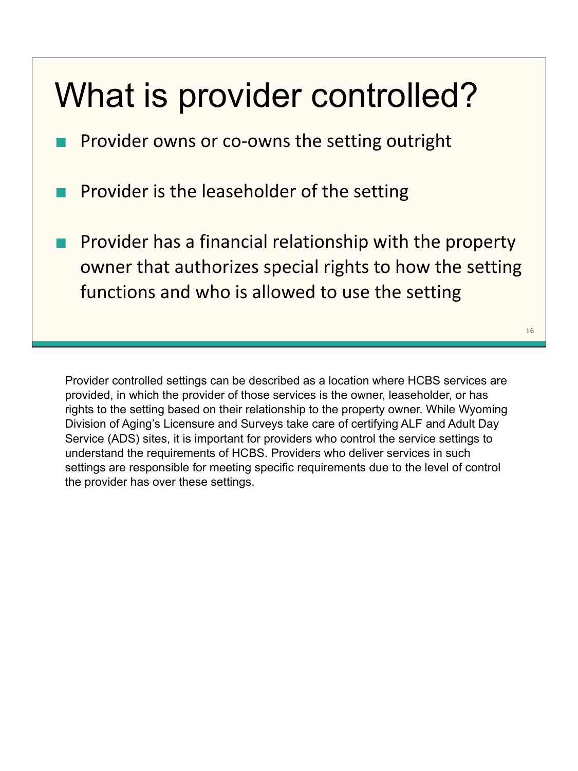# What is provider controlled?

- Provider owns or co-owns the setting outright
- Provider is the leaseholder of the setting
- Provider has a financial relationship with the property owner that authorizes special rights to how the setting functions and who is allowed to use the setting

Provider controlled settings can be described as a location where HCBS services are provided, in which the provider of those services is the owner, leaseholder, or has rights to the setting based on their relationship to the property owner. While Wyoming Division of Aging's Licensure and Surveys take care of certifying ALF and Adult Day Service (ADS) sites, it is important for providers who control the service settings to understand the requirements of HCBS. Providers who deliver services in such settings are responsible for meeting specific requirements due to the level of control the provider has over these settings.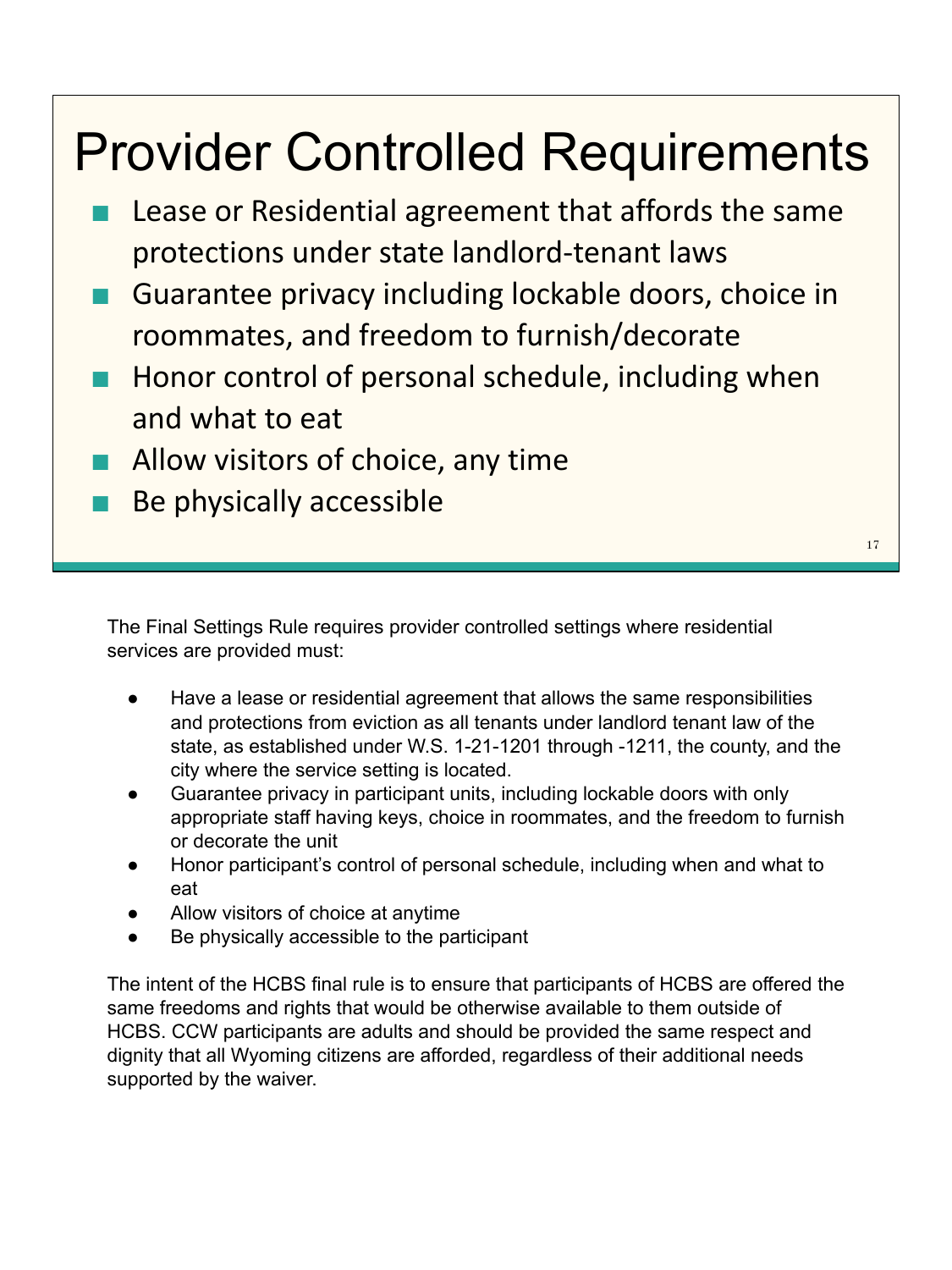# Provider Controlled Requirements

- Lease or Residential agreement that affords the same protections under state landlord-tenant laws
- Guarantee privacy including lockable doors, choice in roommates, and freedom to furnish/decorate
- Honor control of personal schedule, including when and what to eat
- Allow visitors of choice, any time
- Be physically accessible

The Final Settings Rule requires provider controlled settings where residential services are provided must:

- Have a lease or residential agreement that allows the same responsibilities and protections from eviction as all tenants under landlord tenant law of the state, as established under W.S. 1-21-1201 through -1211, the county, and the city where the service setting is located.
- Guarantee privacy in participant units, including lockable doors with only appropriate staff having keys, choice in roommates, and the freedom to furnish or decorate the unit
- Honor participant's control of personal schedule, including when and what to eat
- Allow visitors of choice at anytime
- Be physically accessible to the participant

The intent of the HCBS final rule is to ensure that participants of HCBS are offered the same freedoms and rights that would be otherwise available to them outside of HCBS. CCW participants are adults and should be provided the same respect and dignity that all Wyoming citizens are afforded, regardless of their additional needs supported by the waiver.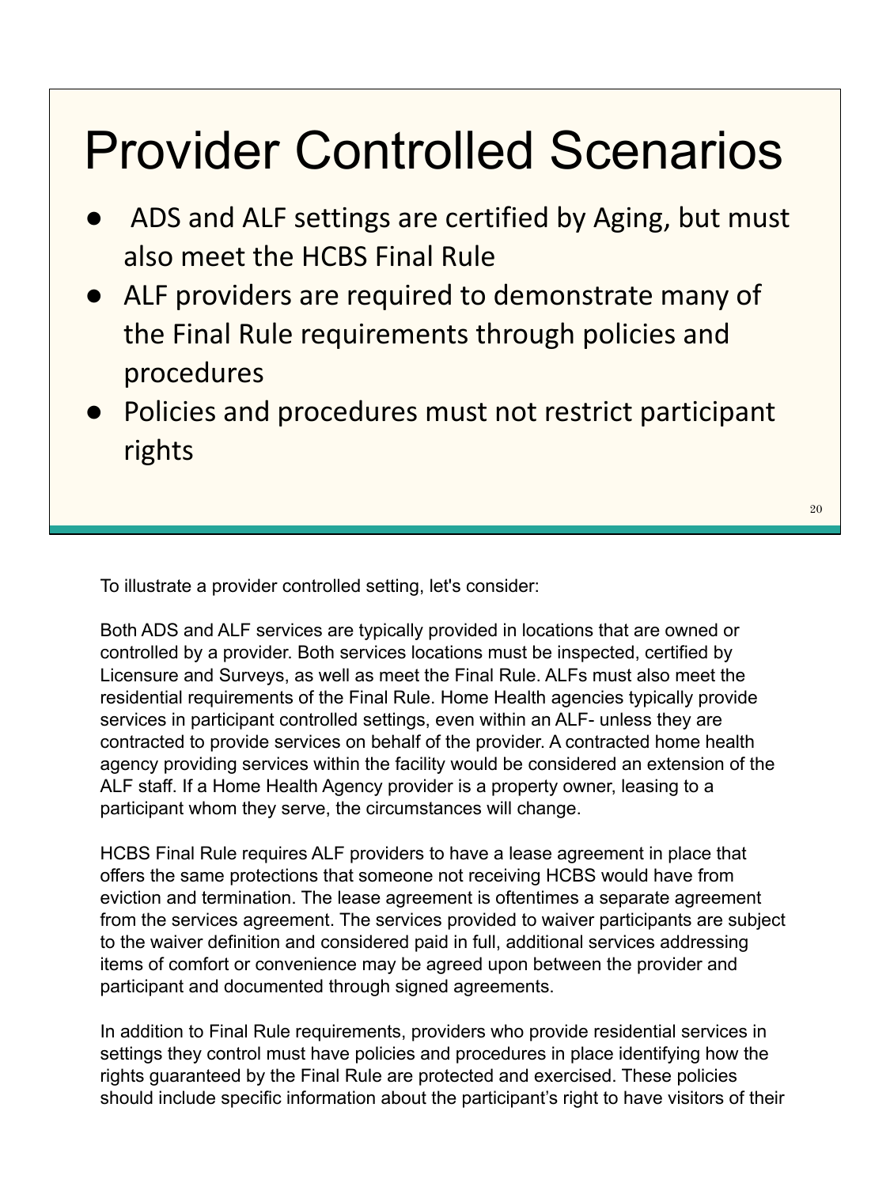# Provider Controlled Scenarios

- ADS and ALF settings are certified by Aging, but must also meet the HCBS Final Rule
- ALF providers are required to demonstrate many of the Final Rule requirements through policies and procedures
- Policies and procedures must not restrict participant rights

To illustrate a provider controlled setting, let's consider:

Both ADS and ALF services are typically provided in locations that are owned or controlled by a provider. Both services locations must be inspected, certified by Licensure and Surveys, as well as meet the Final Rule. ALFs must also meet the residential requirements of the Final Rule. Home Health agencies typically provide services in participant controlled settings, even within an ALF- unless they are contracted to provide services on behalf of the provider. A contracted home health agency providing services within the facility would be considered an extension of the ALF staff. If a Home Health Agency provider is a property owner, leasing to a participant whom they serve, the circumstances will change.

HCBS Final Rule requires ALF providers to have a lease agreement in place that offers the same protections that someone not receiving HCBS would have from eviction and termination. The lease agreement is oftentimes a separate agreement from the services agreement. The services provided to waiver participants are subject to the waiver definition and considered paid in full, additional services addressing items of comfort or convenience may be agreed upon between the provider and participant and documented through signed agreements.

In addition to Final Rule requirements, providers who provide residential services in settings they control must have policies and procedures in place identifying how the rights guaranteed by the Final Rule are protected and exercised. These policies should include specific information about the participant's right to have visitors of their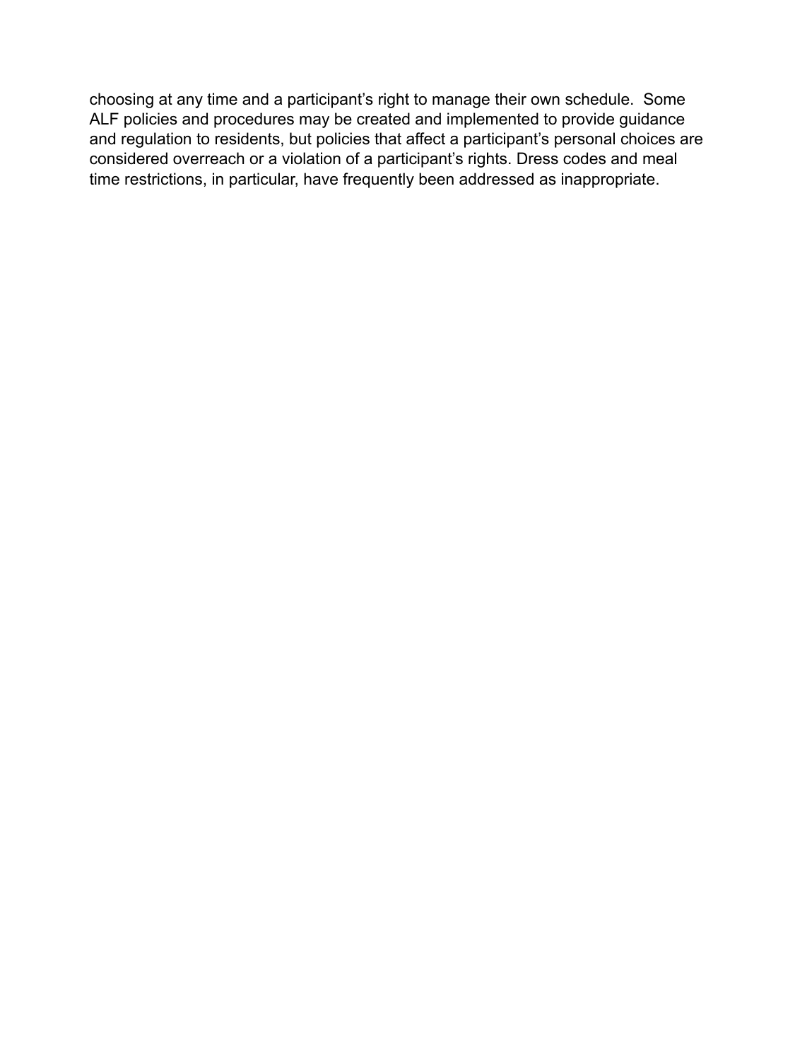choosing at any time and a participant's right to manage their own schedule. Some ALF policies and procedures may be created and implemented to provide guidance and regulation to residents, but policies that affect a participant's personal choices are considered overreach or a violation of a participant's rights. Dress codes and meal time restrictions, in particular, have frequently been addressed as inappropriate.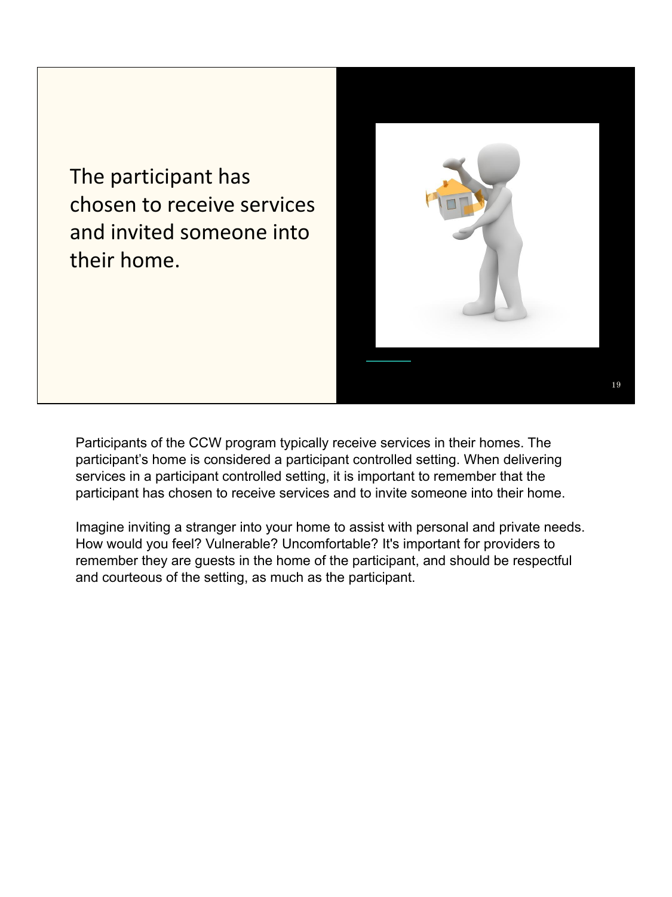The participant has chosen to receive services and invited someone into their home.

Participants of the CCW program typically receive services in their homes. The participant's home is considered a participant controlled setting. When delivering services in a participant controlled setting, it is important to remember that the participant has chosen to receive services and to invite someone into their home.

Imagine inviting a stranger into your home to assist with personal and private needs. How would you feel? Vulnerable? Uncomfortable? It's important for providers to remember they are guests in the home of the participant, and should be respectful and courteous of the setting, as much as the participant.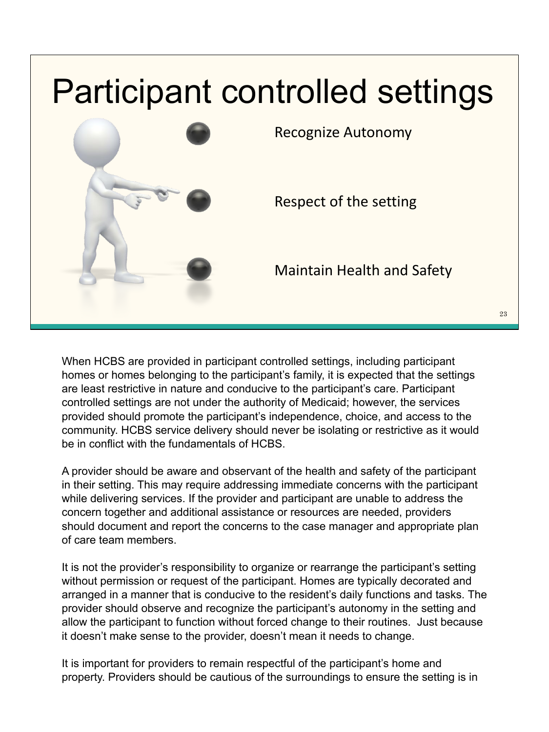# Participant controlled settings

- Recognize Autonomy
- Respect of the setting
- Maintain Health and Safety

When HCBS are provided in participant controlled settings, including participant homes or homes belonging to the participant's family, it is expected that the settings are least restrictive in nature and conducive to the participant's care. Participant controlled settings are not under the authority of Medicaid; however, the services provided should promote the participant's independence, choice, and access to the community. HCBS service delivery should never be isolating or restrictive as it would be in conflict with the fundamentals of HCBS.

A provider should be aware and observant of the health and safety of the participant in their setting. This may require addressing immediate concerns with the participant while delivering services. If the provider and participant are unable to address the concern together and additional assistance or resources are needed, providers should document and report the concerns to the case manager and appropriate plan of care team members.

It is not the provider's responsibility to organize or rearrange the participant's setting without permission or request of the participant. Homes are typically decorated and arranged in a manner that is conducive to the resident's daily functions and tasks. The provider should observe and recognize the participant's autonomy in the setting and allow the participant to function without forced change to their routines. Just because it doesn't make sense to the provider, doesn't mean it needs to change.

It is important for providers to remain respectful of the participant's home and property. Providers should be cautious of the surroundings to ensure the setting is in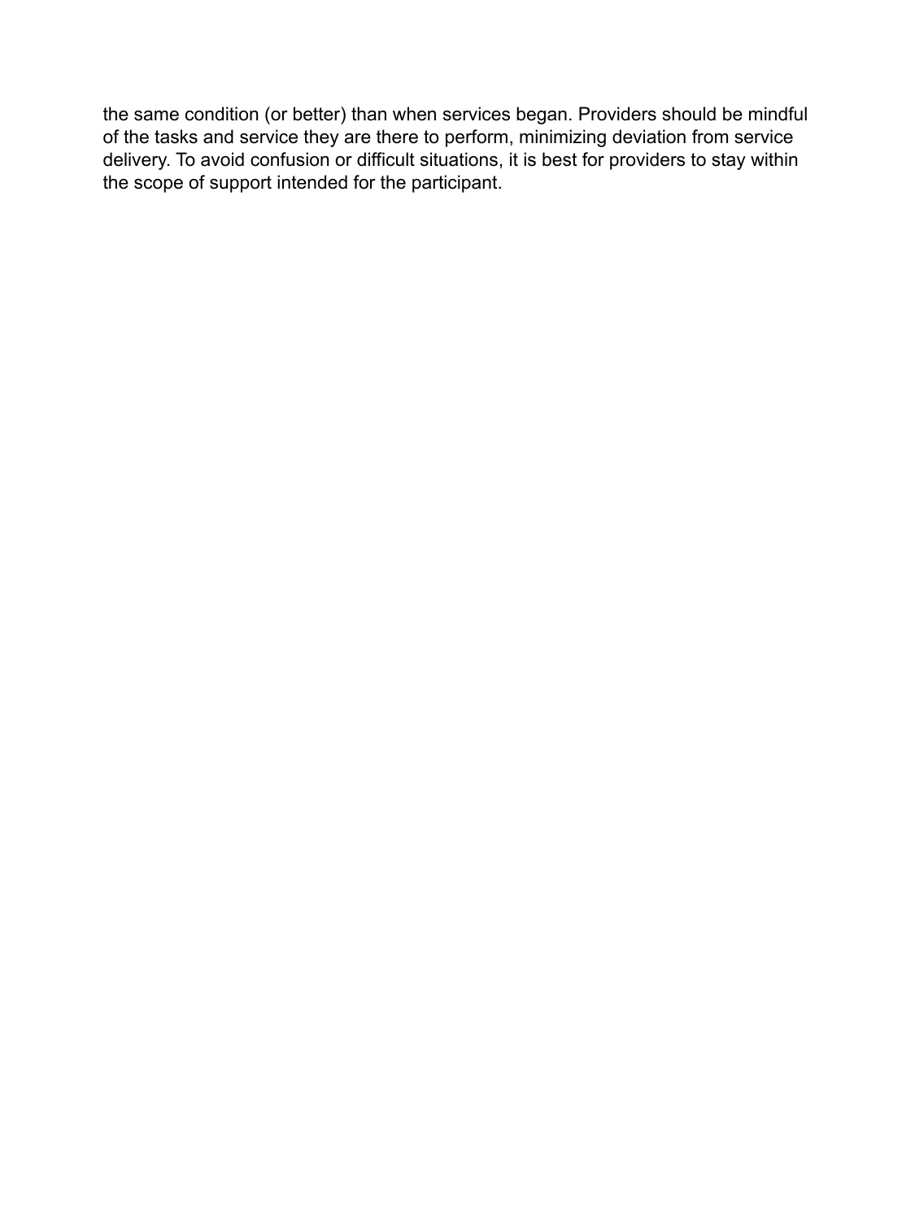the same condition (or better) than when services began. Providers should be mindful of the tasks and service they are there to perform, minimizing deviation from service delivery. To avoid confusion or difficult situations, it is best for providers to stay within the scope of support intended for the participant.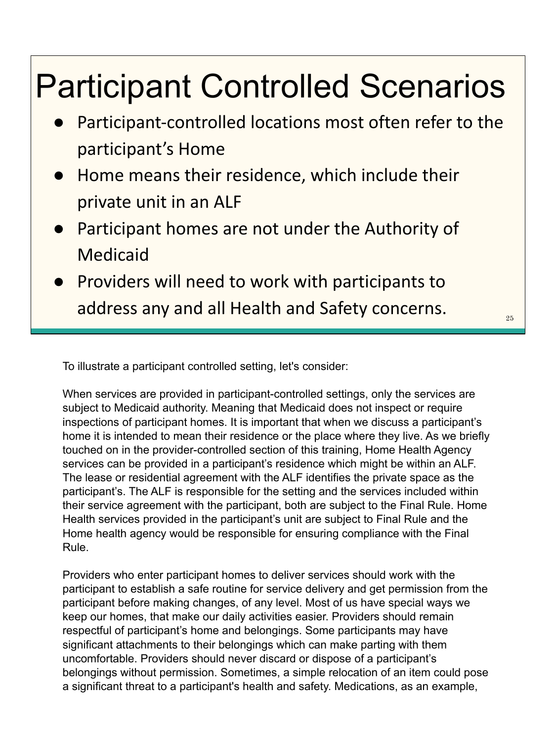# Participant Controlled Scenarios

- Participant-controlled locations most often refer to the participant's Home
- Home means their residence, which include their private unit in an ALF
- Participant homes are not under the Authority of Medicaid
- Providers will need to work with participants to address any and all Health and Safety concerns.

To illustrate a participant controlled setting, let's consider:

When services are provided in participant-controlled settings, only the services are subject to Medicaid authority. Meaning that Medicaid does not inspect or require inspections of participant homes. It is important that when we discuss a participant's home it is intended to mean their residence or the place where they live. As we briefly touched on in the provider-controlled section of this training, Home Health Agency services can be provided in a participant's residence which might be within an ALF. The lease or residential agreement with the ALF identifies the private space as the participant's. The ALF is responsible for the setting and the services included within their service agreement with the participant, both are subject to the Final Rule. Home Health services provided in the participant's unit are subject to Final Rule and the Home health agency would be responsible for ensuring compliance with the Final Rule.

Providers who enter participant homes to deliver services should work with the participant to establish a safe routine for service delivery and get permission from the participant before making changes, of any level. Most of us have special ways we keep our homes, that make our daily activities easier. Providers should remain respectful of participant's home and belongings. Some participants may have significant attachments to their belongings which can make parting with them uncomfortable. Providers should never discard or dispose of a participant's belongings without permission. Sometimes, a simple relocation of an item could pose a significant threat to a participant's health and safety. Medications, as an example,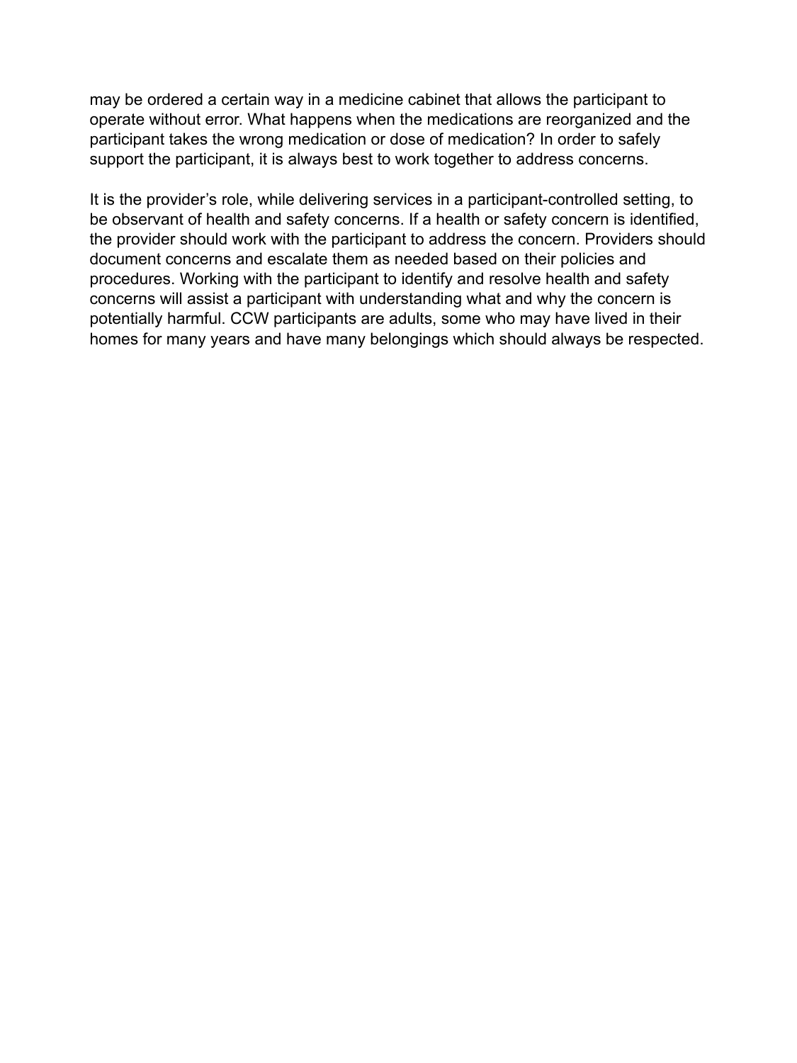may be ordered a certain way in a medicine cabinet that allows the participant to operate without error. What happens when the medications are reorganized and the participant takes the wrong medication or dose of medication? In order to safely support the participant, it is always best to work together to address concerns.

It is the provider's role, while delivering services in a participant-controlled setting, to be observant of health and safety concerns. If a health or safety concern is identified, the provider should work with the participant to address the concern. Providers should document concerns and escalate them as needed based on their policies and procedures. Working with the participant to identify and resolve health and safety concerns will assist a participant with understanding what and why the concern is potentially harmful. CCW participants are adults, some who may have lived in their homes for many years and have many belongings which should always be respected.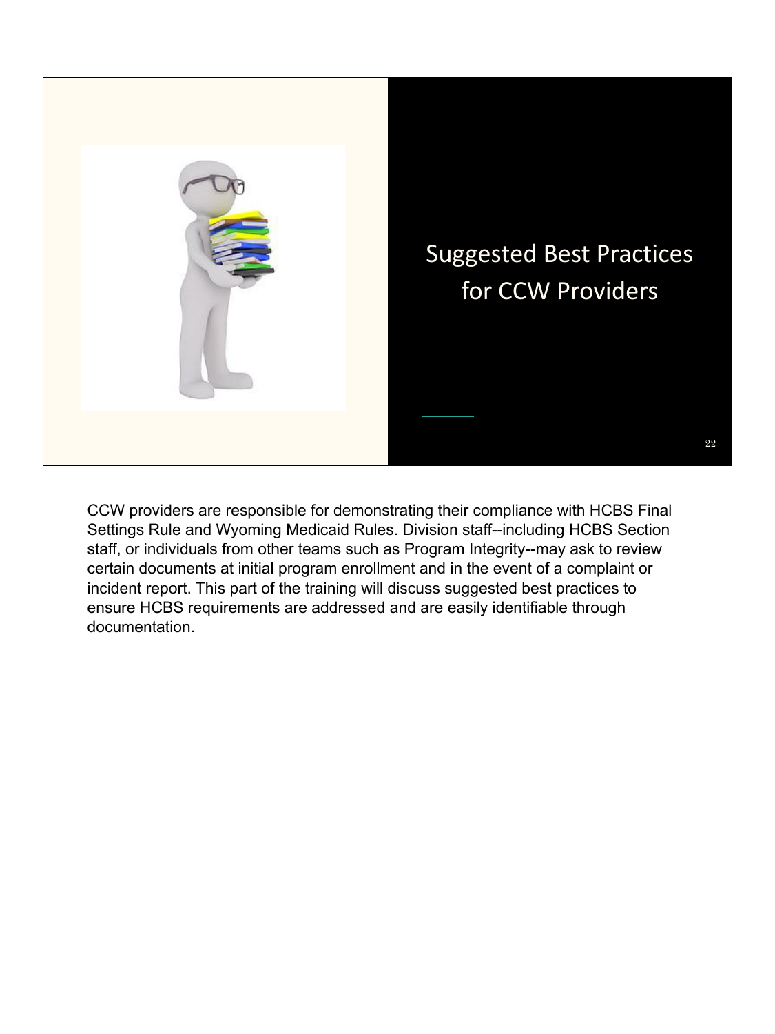# Suggested Best Practices for CCW Providers

CCW providers are responsible for demonstrating their compliance with HCBS Final Settings Rule and Wyoming Medicaid Rules. Division staff--including HCBS Section staff, or individuals from other teams such as Program Integrity--may ask to review certain documents at initial program enrollment and in the event of a complaint or incident report. This part of the training will discuss suggested best practices to ensure HCBS requirements are addressed and are easily identifiable through documentation.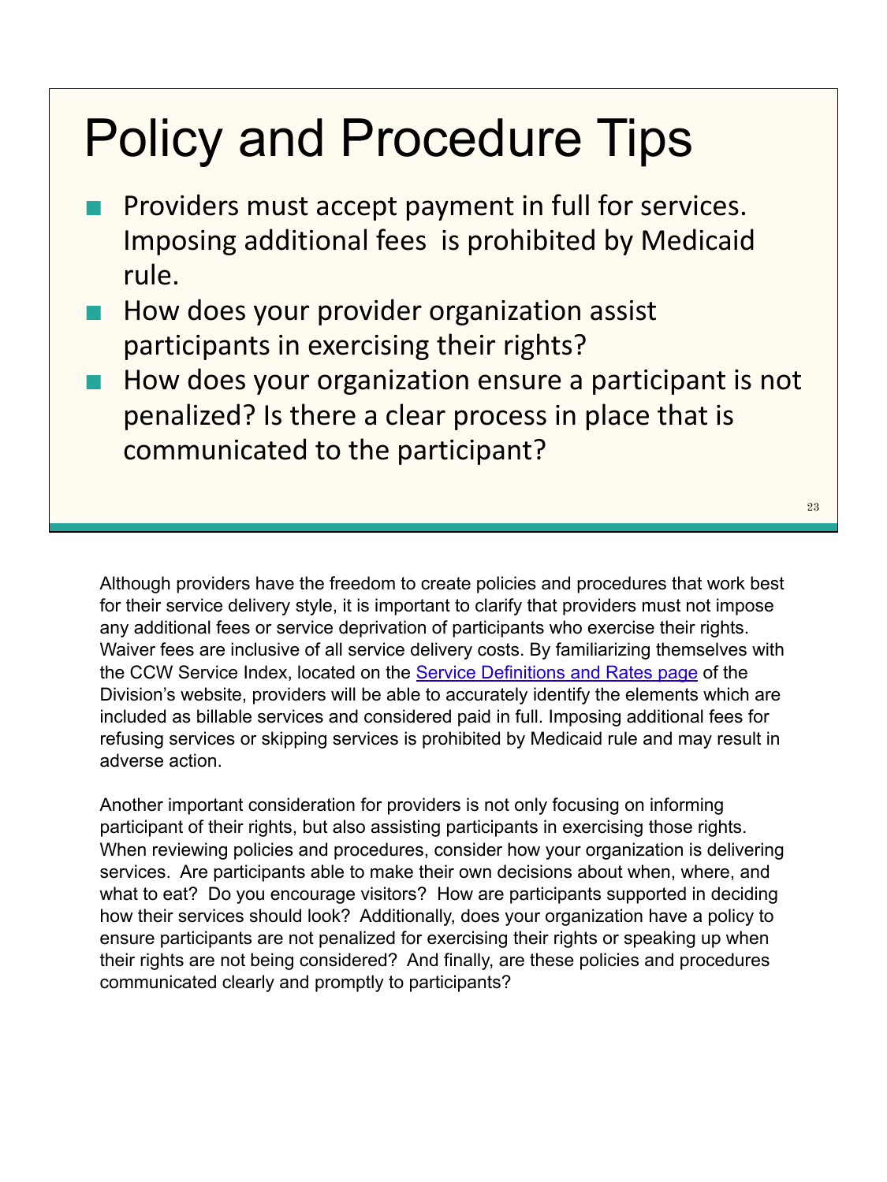# Policy and Procedure Tips

- Providers must accept payment in full for services. Imposing additional fees is prohibited by Medicaid rule.
- How does your provider organization assist participants in exercising their rights?
- How does your organization ensure a participant is not penalized? Is there a clear process in place that is communicated to the participant?

Although providers have the freedom to create policies and procedures that work best for their service delivery style, it is important to clarify that providers must not impose any additional fees or service deprivation of participants who exercise their rights. Waiver fees are inclusive of all service delivery costs. By familiarizing themselves with the CCW Service Index, located on the Service Definitions and Rates page of the Division's website, providers will be able to accurately identify the elements which are included as billable services and considered paid in full. Imposing additional fees for refusing services or skipping services is prohibited by Medicaid rule and may result in adverse action.

Another important consideration for providers is not only focusing on informing participant of their rights, but also assisting participants in exercising those rights. When reviewing policies and procedures, consider how your organization is delivering services. Are participants able to make their own decisions about when, where, and what to eat? Do you encourage visitors? How are participants supported in deciding how their services should look? Additionally, does your organization have a policy to ensure participants are not penalized for exercising their rights or speaking up when their rights are not being considered? And finally, are these policies and procedures communicated clearly and promptly to participants?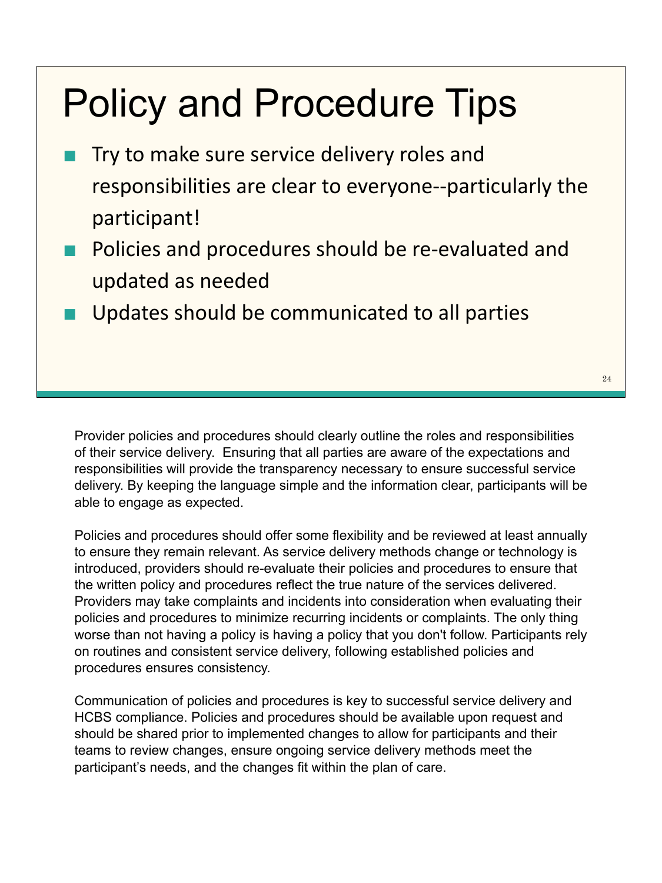# Policy and Procedure Tips

- Try to make sure service delivery roles and responsibilities are clear to everyone--particularly the participant!
- Policies and procedures should be re-evaluated and updated as needed
- Updates should be communicated to all parties

Provider policies and procedures should clearly outline the roles and responsibilities of their service delivery. Ensuring that all parties are aware of the expectations and responsibilities will provide the transparency necessary to ensure successful service delivery. By keeping the language simple and the information clear, participants will be able to engage as expected.

Policies and procedures should offer some flexibility and be reviewed at least annually to ensure they remain relevant. As service delivery methods change or technology is introduced, providers should re-evaluate their policies and procedures to ensure that the written policy and procedures reflect the true nature of the services delivered. Providers may take complaints and incidents into consideration when evaluating their policies and procedures to minimize recurring incidents or complaints. The only thing worse than not having a policy is having a policy that you don't follow. Participants rely on routines and consistent service delivery, following established policies and procedures ensures consistency.

Communication of policies and procedures is key to successful service delivery and HCBS compliance. Policies and procedures should be available upon request and should be shared prior to implemented changes to allow for participants and their teams to review changes, ensure ongoing service delivery methods meet the participant's needs, and the changes fit within the plan of care.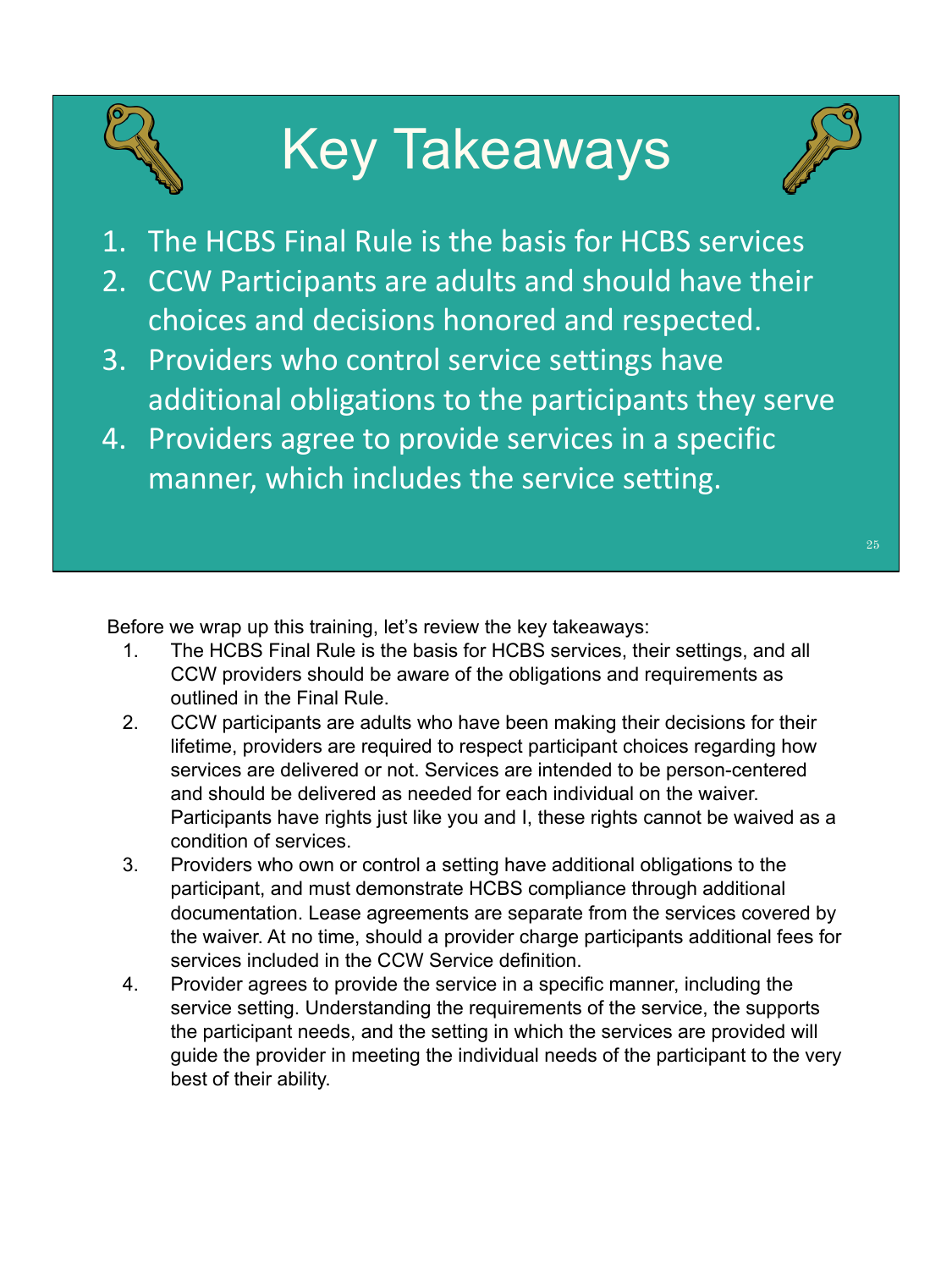# Key Takeaways

1. The HCBS Final Rule is the basis for HCBS services
2. CCW Participants are adults and should have their choices and decisions honored and respected.
3. Providers who control service settings have additional obligations to the participants they serve
4. Providers agree to provide services in a specific manner, which includes the service setting.

Before we wrap up this training, let's review the key takeaways:

1. The HCBS Final Rule is the basis for HCBS services, their settings, and all CCW providers should be aware of the obligations and requirements as outlined in the Final Rule.
2. CCW participants are adults who have been making their decisions for their lifetime, providers are required to respect participant choices regarding how services are delivered or not. Services are intended to be person-centered and should be delivered as needed for each individual on the waiver. Participants have rights just like you and I, these rights cannot be waived as a condition of services.
3. Providers who own or control a setting have additional obligations to the participant, and must demonstrate HCBS compliance through additional documentation. Lease agreements are separate from the services covered by the waiver. At no time, should a provider charge participants additional fees for services included in the CCW Service definition.
4. Provider agrees to provide the service in a specific manner, including the service setting. Understanding the requirements of the service, the supports the participant needs, and the setting in which the services are provided will guide the provider in meeting the individual needs of the participant to the very best of their ability.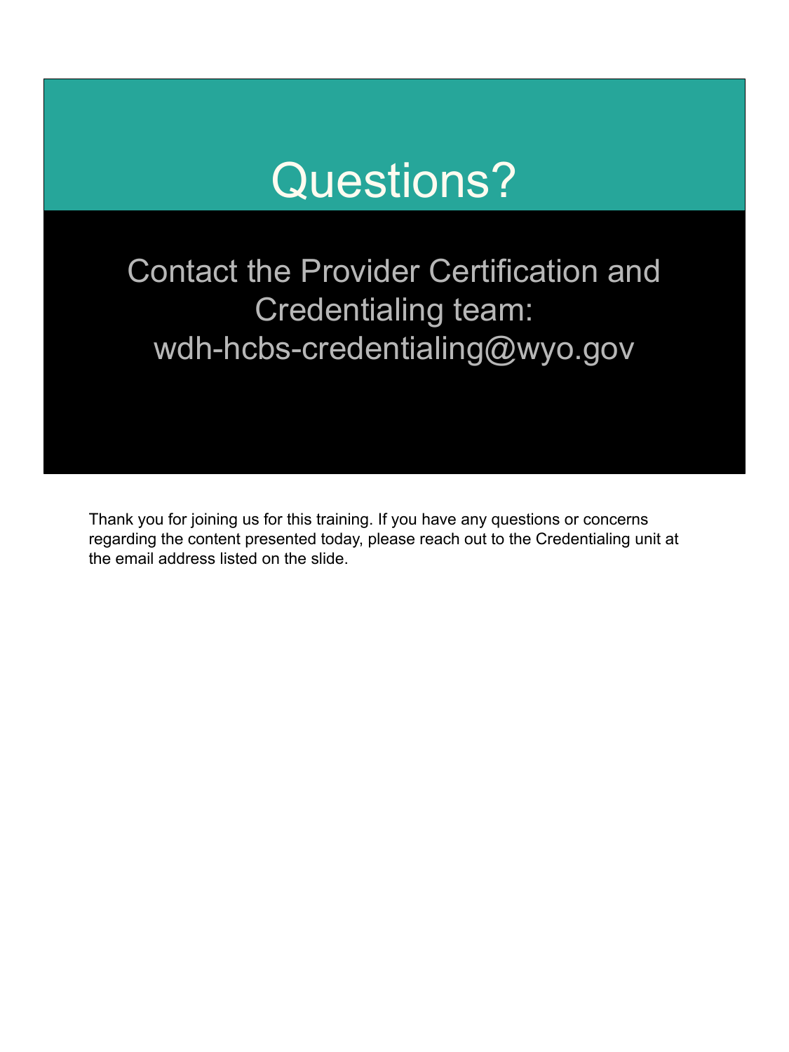# Questions?

Contact the Provider Certification and Credentialing team: wdh-hcbs-credentialing@wyo.gov

Thank you for joining us for this training. If you have any questions or concerns regarding the content presented today, please reach out to the Credentialing unit at the email address listed on the slide.